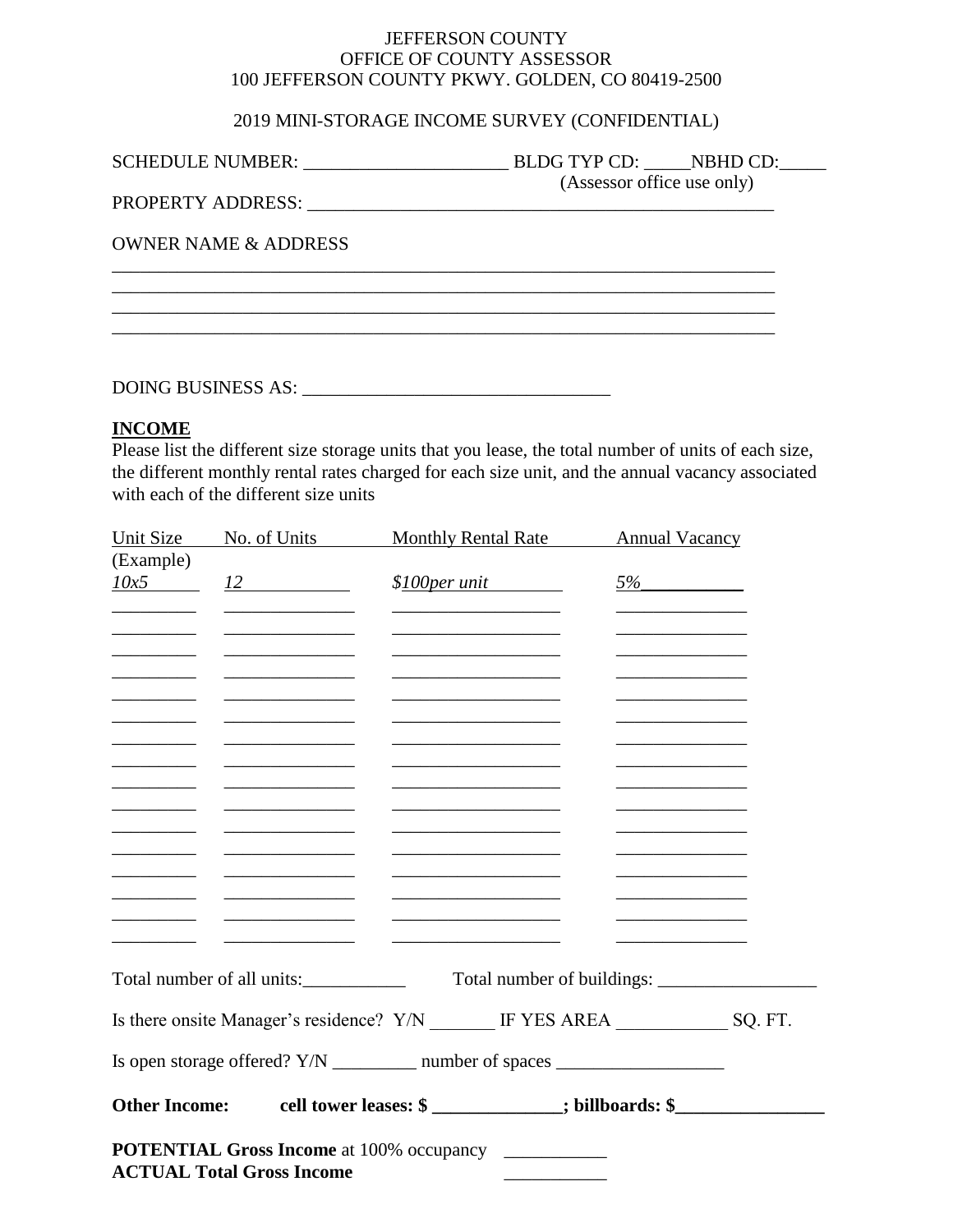JEFFERSON COUNTY
OFFICE OF COUNTY ASSESSOR
100 JEFFERSON COUNTY PKWY. GOLDEN, CO 80419-2500

2019 MINI-STORAGE INCOME SURVEY (CONFIDENTIAL)

SCHEDULE NUMBER: ______________________ BLDG TYP CD: _____NBHD CD:_____
(Assessor office use only)

PROPERTY ADDRESS: ____________________________________________________

OWNER NAME & ADDRESS

____________________________________________________________________________
____________________________________________________________________________
____________________________________________________________________________
____________________________________________________________________________

DOING BUSINESS AS: __________________________________

**INCOME**

Please list the different size storage units that you lease, the total number of units of each size, the different monthly rental rates charged for each size unit, and the annual vacancy associated with each of the different size units

| Unit Size | No. of Units | Monthly Rental Rate | Annual Vacancy |
|---|---|---|---|
| (Example) *10x5* | *12* | *$100per unit* | *5%* |
| | | | |
| | | | |
| | | | |
| | | | |
| | | | |
| | | | |
| | | | |
| | | | |
| | | | |
| | | | |
| | | | |
| | | | |
| | | | |
| | | | |
| | | | |

Total number of all units:___________ Total number of buildings: _________________

Is there onsite Manager's residence? Y/N _______ IF YES AREA ____________ SQ. FT.

Is open storage offered? Y/N _________ number of spaces __________________

**Other Income:** **cell tower leases: $ ______________; billboards: $________________**

**POTENTIAL Gross Income** at 100% occupancy ___________

**ACTUAL Total Gross Income** ___________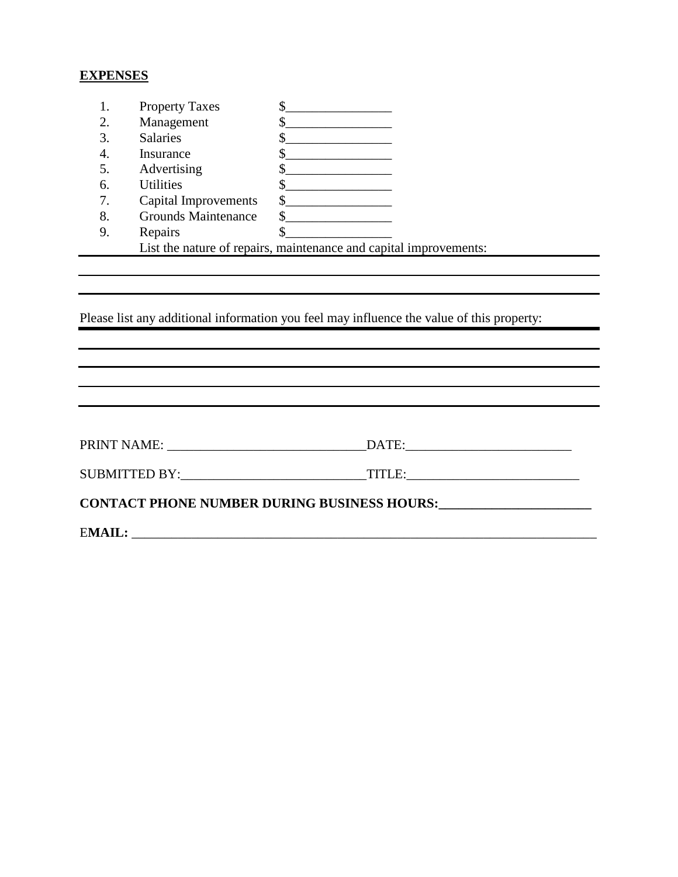**EXPENSES**

1. Property Taxes $________________
2. Management $________________
3. Salaries $________________
4. Insurance $________________
5. Advertising $________________
6. Utilities $________________
7. Capital Improvements $________________
8. Grounds Maintenance $________________
9. Repairs $________________

List the nature of repairs, maintenance and capital improvements:

Please list any additional information you feel may influence the value of this property:

PRINT NAME: ______________________________DATE:_________________________

SUBMITTED BY:____________________________TITLE:__________________________

**CONTACT PHONE NUMBER DURING BUSINESS HOURS:_______________________**

E**MAIL:** ________________________________________________________________________